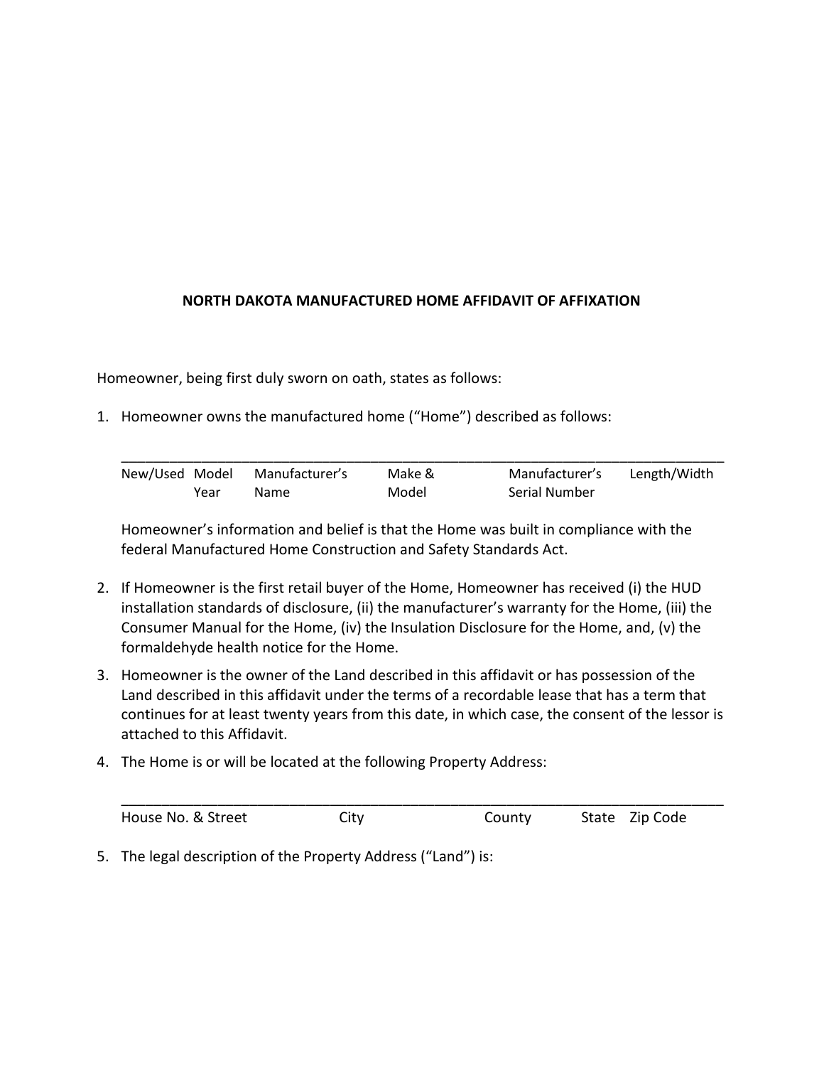## NORTH DAKOTA MANUFACTURED HOME AFFIDAVIT OF AFFIXATION

Homeowner, being first duly sworn on oath, states as follows:

1. Homeowner owns the manufactured home ("Home") described as follows:

   \_\_\_\_\_\_\_\_\_\_\_\_\_\_\_\_\_\_\_\_\_\_\_\_\_\_\_\_\_\_\_\_\_\_\_\_\_\_\_\_\_\_\_\_\_\_\_\_\_\_\_\_\_\_\_\_\_\_\_\_\_\_\_\_\_\_\_\_\_\_\_\_\_\_

   | New/Used | Model Year | Manufacturer's Name | Make & Model | Manufacturer's Serial Number | Length/Width |
   |---|---|---|---|---|---|

   Homeowner's information and belief is that the Home was built in compliance with the federal Manufactured Home Construction and Safety Standards Act.

2. If Homeowner is the first retail buyer of the Home, Homeowner has received (i) the HUD installation standards of disclosure, (ii) the manufacturer's warranty for the Home, (iii) the Consumer Manual for the Home, (iv) the Insulation Disclosure for the Home, and, (v) the formaldehyde health notice for the Home.

3. Homeowner is the owner of the Land described in this affidavit or has possession of the Land described in this affidavit under the terms of a recordable lease that has a term that continues for at least twenty years from this date, in which case, the consent of the lessor is attached to this Affidavit.

4. The Home is or will be located at the following Property Address:

   \_\_\_\_\_\_\_\_\_\_\_\_\_\_\_\_\_\_\_\_\_\_\_\_\_\_\_\_\_\_\_\_\_\_\_\_\_\_\_\_\_\_\_\_\_\_\_\_\_\_\_\_\_\_\_\_\_\_\_\_\_\_\_\_\_\_\_\_\_\_\_\_\_\_

   | House No. & Street | City | County | State | Zip Code |
   |---|---|---|---|---|

5. The legal description of the Property Address ("Land") is: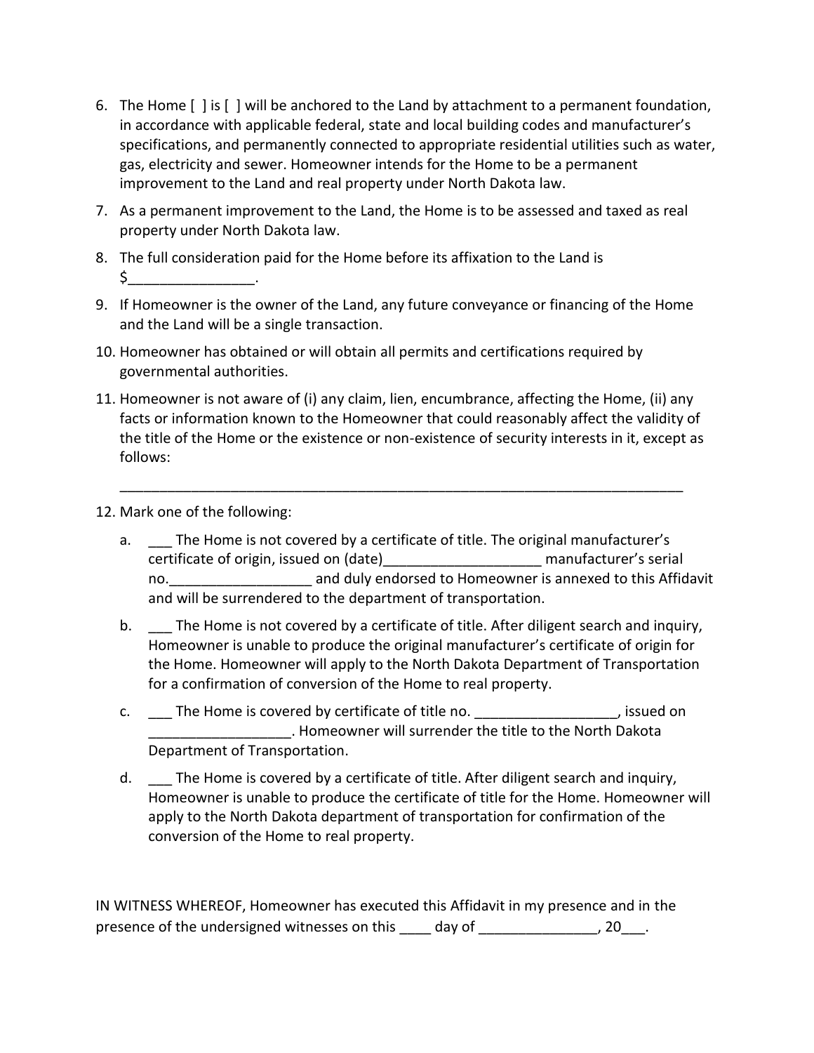6. The Home [ ] is [ ] will be anchored to the Land by attachment to a permanent foundation, in accordance with applicable federal, state and local building codes and manufacturer's specifications, and permanently connected to appropriate residential utilities such as water, gas, electricity and sewer. Homeowner intends for the Home to be a permanent improvement to the Land and real property under North Dakota law.
7. As a permanent improvement to the Land, the Home is to be assessed and taxed as real property under North Dakota law.
8. The full consideration paid for the Home before its affixation to the Land is $________________.
9. If Homeowner is the owner of the Land, any future conveyance or financing of the Home and the Land will be a single transaction.
10. Homeowner has obtained or will obtain all permits and certifications required by governmental authorities.
11. Homeowner is not aware of (i) any claim, lien, encumbrance, affecting the Home, (ii) any facts or information known to the Homeowner that could reasonably affect the validity of the title of the Home or the existence or non-existence of security interests in it, except as follows:

    ___________________________________________________________________________

12. Mark one of the following:
    a. ___ The Home is not covered by a certificate of title. The original manufacturer's certificate of origin, issued on (date)____________________ manufacturer's serial no.__________________ and duly endorsed to Homeowner is annexed to this Affidavit and will be surrendered to the department of transportation.
    b. ___ The Home is not covered by a certificate of title. After diligent search and inquiry, Homeowner is unable to produce the original manufacturer's certificate of origin for the Home. Homeowner will apply to the North Dakota Department of Transportation for a confirmation of conversion of the Home to real property.
    c. ___ The Home is covered by certificate of title no. __________________, issued on __________________. Homeowner will surrender the title to the North Dakota Department of Transportation.
    d. ___ The Home is covered by a certificate of title. After diligent search and inquiry, Homeowner is unable to produce the certificate of title for the Home. Homeowner will apply to the North Dakota department of transportation for confirmation of the conversion of the Home to real property.

IN WITNESS WHEREOF, Homeowner has executed this Affidavit in my presence and in the presence of the undersigned witnesses on this ____ day of _______________, 20___.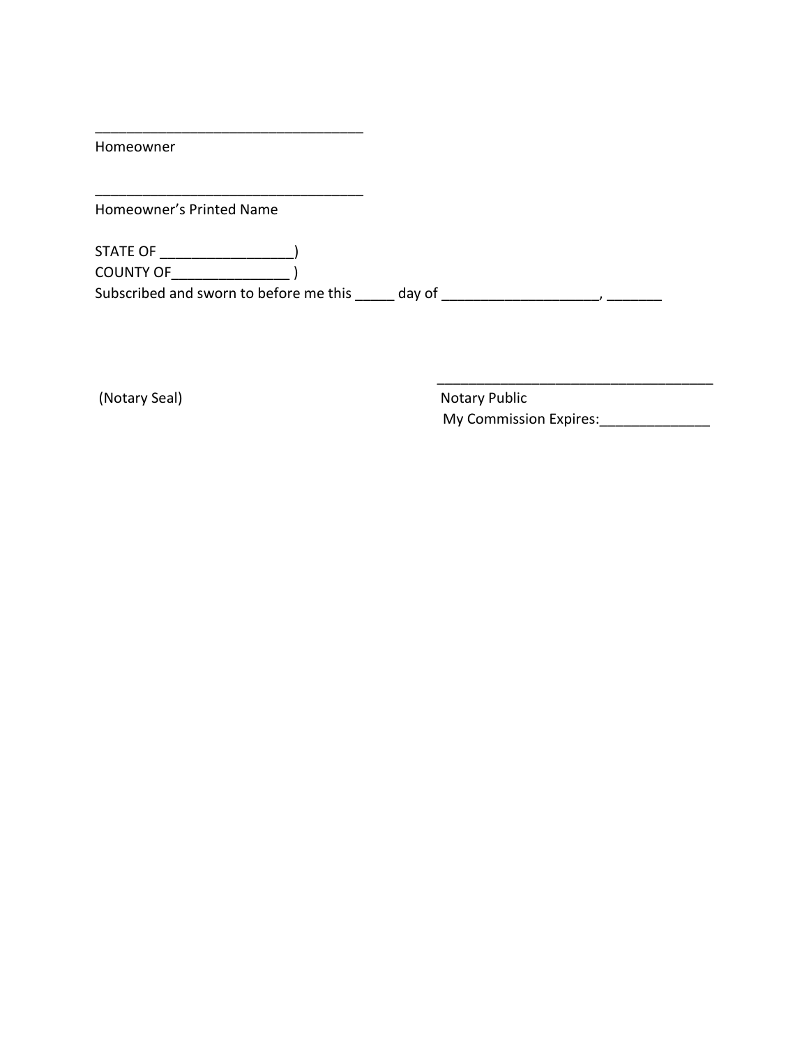___________________________________
Homeowner

___________________________________
Homeowner's Printed Name

STATE OF _________________)
COUNTY OF_______________ )
Subscribed and sworn to before me this _____ day of ____________________, _______

___________________________________

(Notary Seal)

Notary Public
My Commission Expires:______________